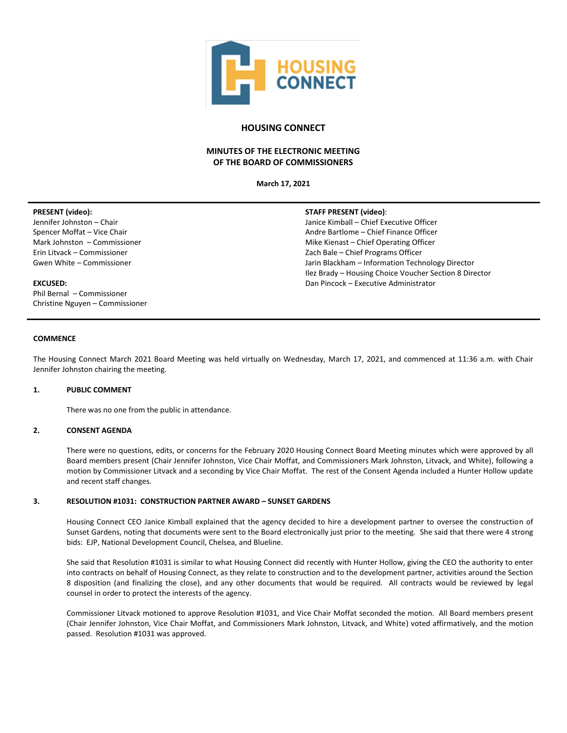# HOUSING CONNECT

## MINUTES OF THE ELECTRONIC MEETING OF THE BOARD OF COMMISSIONERS

**March 17, 2021**

**PRESENT (video):**
Jennifer Johnston – Chair
Spencer Moffat – Vice Chair
Mark Johnston – Commissioner
Erin Litvack – Commissioner
Gwen White – Commissioner

**EXCUSED:**
Phil Bernal – Commissioner
Christine Nguyen – Commissioner

**STAFF PRESENT (video)**:
Janice Kimball – Chief Executive Officer
Andre Bartlome – Chief Finance Officer
Mike Kienast – Chief Operating Officer
Zach Bale – Chief Programs Officer
Jarin Blackham – Information Technology Director
Ilez Brady – Housing Choice Voucher Section 8 Director
Dan Pincock – Executive Administrator

**COMMENCE**

The Housing Connect March 2021 Board Meeting was held virtually on Wednesday, March 17, 2021, and commenced at 11:36 a.m. with Chair Jennifer Johnston chairing the meeting.

**1. PUBLIC COMMENT**

There was no one from the public in attendance.

**2. CONSENT AGENDA**

There were no questions, edits, or concerns for the February 2020 Housing Connect Board Meeting minutes which were approved by all Board members present (Chair Jennifer Johnston, Vice Chair Moffat, and Commissioners Mark Johnston, Litvack, and White), following a motion by Commissioner Litvack and a seconding by Vice Chair Moffat. The rest of the Consent Agenda included a Hunter Hollow update and recent staff changes.

**3. RESOLUTION #1031: CONSTRUCTION PARTNER AWARD – SUNSET GARDENS**

Housing Connect CEO Janice Kimball explained that the agency decided to hire a development partner to oversee the construction of Sunset Gardens, noting that documents were sent to the Board electronically just prior to the meeting. She said that there were 4 strong bids: EJP, National Development Council, Chelsea, and Blueline.

She said that Resolution #1031 is similar to what Housing Connect did recently with Hunter Hollow, giving the CEO the authority to enter into contracts on behalf of Housing Connect, as they relate to construction and to the development partner, activities around the Section 8 disposition (and finalizing the close), and any other documents that would be required. All contracts would be reviewed by legal counsel in order to protect the interests of the agency.

Commissioner Litvack motioned to approve Resolution #1031, and Vice Chair Moffat seconded the motion. All Board members present (Chair Jennifer Johnston, Vice Chair Moffat, and Commissioners Mark Johnston, Litvack, and White) voted affirmatively, and the motion passed. Resolution #1031 was approved.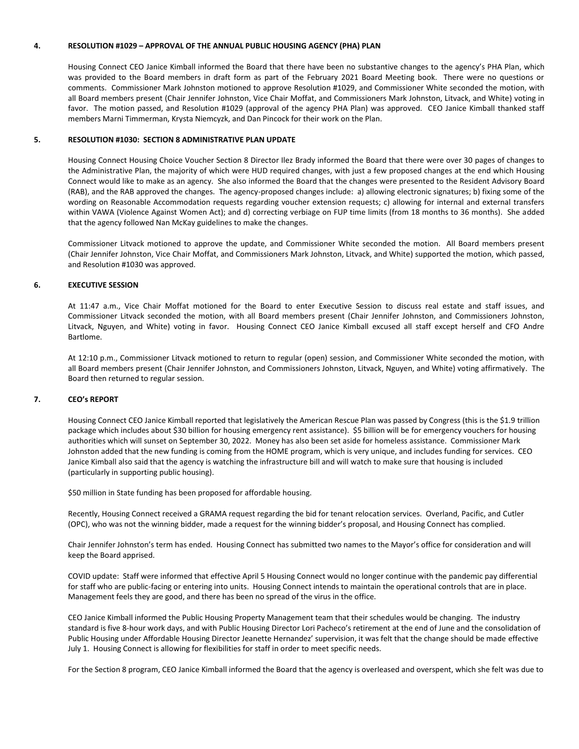### 4. RESOLUTION #1029 – APPROVAL OF THE ANNUAL PUBLIC HOUSING AGENCY (PHA) PLAN

Housing Connect CEO Janice Kimball informed the Board that there have been no substantive changes to the agency's PHA Plan, which was provided to the Board members in draft form as part of the February 2021 Board Meeting book. There were no questions or comments. Commissioner Mark Johnston motioned to approve Resolution #1029, and Commissioner White seconded the motion, with all Board members present (Chair Jennifer Johnston, Vice Chair Moffat, and Commissioners Mark Johnston, Litvack, and White) voting in favor. The motion passed, and Resolution #1029 (approval of the agency PHA Plan) was approved. CEO Janice Kimball thanked staff members Marni Timmerman, Krysta Niemcyzk, and Dan Pincock for their work on the Plan.

### 5. RESOLUTION #1030: SECTION 8 ADMINISTRATIVE PLAN UPDATE

Housing Connect Housing Choice Voucher Section 8 Director Ilez Brady informed the Board that there were over 30 pages of changes to the Administrative Plan, the majority of which were HUD required changes, with just a few proposed changes at the end which Housing Connect would like to make as an agency. She also informed the Board that the changes were presented to the Resident Advisory Board (RAB), and the RAB approved the changes. The agency-proposed changes include: a) allowing electronic signatures; b) fixing some of the wording on Reasonable Accommodation requests regarding voucher extension requests; c) allowing for internal and external transfers within VAWA (Violence Against Women Act); and d) correcting verbiage on FUP time limits (from 18 months to 36 months). She added that the agency followed Nan McKay guidelines to make the changes.

Commissioner Litvack motioned to approve the update, and Commissioner White seconded the motion. All Board members present (Chair Jennifer Johnston, Vice Chair Moffat, and Commissioners Mark Johnston, Litvack, and White) supported the motion, which passed, and Resolution #1030 was approved.

### 6. EXECUTIVE SESSION

At 11:47 a.m., Vice Chair Moffat motioned for the Board to enter Executive Session to discuss real estate and staff issues, and Commissioner Litvack seconded the motion, with all Board members present (Chair Jennifer Johnston, and Commissioners Johnston, Litvack, Nguyen, and White) voting in favor. Housing Connect CEO Janice Kimball excused all staff except herself and CFO Andre Bartlome.

At 12:10 p.m., Commissioner Litvack motioned to return to regular (open) session, and Commissioner White seconded the motion, with all Board members present (Chair Jennifer Johnston, and Commissioners Johnston, Litvack, Nguyen, and White) voting affirmatively. The Board then returned to regular session.

### 7. CEO's REPORT

Housing Connect CEO Janice Kimball reported that legislatively the American Rescue Plan was passed by Congress (this is the $1.9 trillion package which includes about $30 billion for housing emergency rent assistance). $5 billion will be for emergency vouchers for housing authorities which will sunset on September 30, 2022. Money has also been set aside for homeless assistance. Commissioner Mark Johnston added that the new funding is coming from the HOME program, which is very unique, and includes funding for services. CEO Janice Kimball also said that the agency is watching the infrastructure bill and will watch to make sure that housing is included (particularly in supporting public housing).

$50 million in State funding has been proposed for affordable housing.

Recently, Housing Connect received a GRAMA request regarding the bid for tenant relocation services. Overland, Pacific, and Cutler (OPC), who was not the winning bidder, made a request for the winning bidder's proposal, and Housing Connect has complied.

Chair Jennifer Johnston's term has ended. Housing Connect has submitted two names to the Mayor's office for consideration and will keep the Board apprised.

COVID update: Staff were informed that effective April 5 Housing Connect would no longer continue with the pandemic pay differential for staff who are public-facing or entering into units. Housing Connect intends to maintain the operational controls that are in place. Management feels they are good, and there has been no spread of the virus in the office.

CEO Janice Kimball informed the Public Housing Property Management team that their schedules would be changing. The industry standard is five 8-hour work days, and with Public Housing Director Lori Pacheco's retirement at the end of June and the consolidation of Public Housing under Affordable Housing Director Jeanette Hernandez' supervision, it was felt that the change should be made effective July 1. Housing Connect is allowing for flexibilities for staff in order to meet specific needs.

For the Section 8 program, CEO Janice Kimball informed the Board that the agency is overleased and overspent, which she felt was due to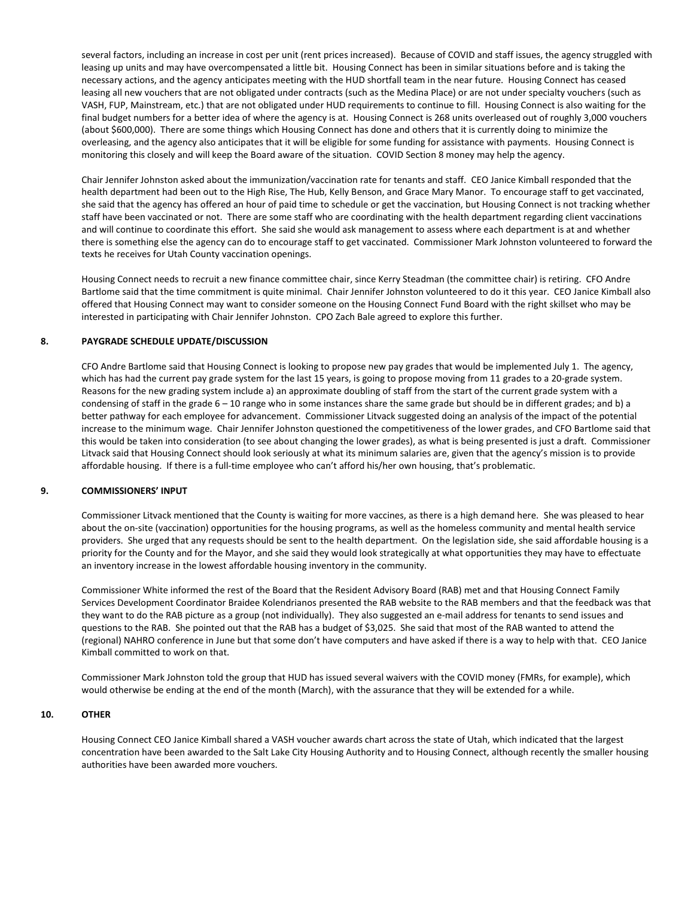several factors, including an increase in cost per unit (rent prices increased). Because of COVID and staff issues, the agency struggled with leasing up units and may have overcompensated a little bit. Housing Connect has been in similar situations before and is taking the necessary actions, and the agency anticipates meeting with the HUD shortfall team in the near future. Housing Connect has ceased leasing all new vouchers that are not obligated under contracts (such as the Medina Place) or are not under specialty vouchers (such as VASH, FUP, Mainstream, etc.) that are not obligated under HUD requirements to continue to fill. Housing Connect is also waiting for the final budget numbers for a better idea of where the agency is at. Housing Connect is 268 units overleased out of roughly 3,000 vouchers (about $600,000). There are some things which Housing Connect has done and others that it is currently doing to minimize the overleasing, and the agency also anticipates that it will be eligible for some funding for assistance with payments. Housing Connect is monitoring this closely and will keep the Board aware of the situation. COVID Section 8 money may help the agency.

Chair Jennifer Johnston asked about the immunization/vaccination rate for tenants and staff. CEO Janice Kimball responded that the health department had been out to the High Rise, The Hub, Kelly Benson, and Grace Mary Manor. To encourage staff to get vaccinated, she said that the agency has offered an hour of paid time to schedule or get the vaccination, but Housing Connect is not tracking whether staff have been vaccinated or not. There are some staff who are coordinating with the health department regarding client vaccinations and will continue to coordinate this effort. She said she would ask management to assess where each department is at and whether there is something else the agency can do to encourage staff to get vaccinated. Commissioner Mark Johnston volunteered to forward the texts he receives for Utah County vaccination openings.

Housing Connect needs to recruit a new finance committee chair, since Kerry Steadman (the committee chair) is retiring. CFO Andre Bartlome said that the time commitment is quite minimal. Chair Jennifer Johnston volunteered to do it this year. CEO Janice Kimball also offered that Housing Connect may want to consider someone on the Housing Connect Fund Board with the right skillset who may be interested in participating with Chair Jennifer Johnston. CPO Zach Bale agreed to explore this further.

## 8. PAYGRADE SCHEDULE UPDATE/DISCUSSION

CFO Andre Bartlome said that Housing Connect is looking to propose new pay grades that would be implemented July 1. The agency, which has had the current pay grade system for the last 15 years, is going to propose moving from 11 grades to a 20-grade system. Reasons for the new grading system include a) an approximate doubling of staff from the start of the current grade system with a condensing of staff in the grade 6 – 10 range who in some instances share the same grade but should be in different grades; and b) a better pathway for each employee for advancement. Commissioner Litvack suggested doing an analysis of the impact of the potential increase to the minimum wage. Chair Jennifer Johnston questioned the competitiveness of the lower grades, and CFO Bartlome said that this would be taken into consideration (to see about changing the lower grades), as what is being presented is just a draft. Commissioner Litvack said that Housing Connect should look seriously at what its minimum salaries are, given that the agency's mission is to provide affordable housing. If there is a full-time employee who can't afford his/her own housing, that's problematic.

## 9. COMMISSIONERS' INPUT

Commissioner Litvack mentioned that the County is waiting for more vaccines, as there is a high demand here. She was pleased to hear about the on-site (vaccination) opportunities for the housing programs, as well as the homeless community and mental health service providers. She urged that any requests should be sent to the health department. On the legislation side, she said affordable housing is a priority for the County and for the Mayor, and she said they would look strategically at what opportunities they may have to effectuate an inventory increase in the lowest affordable housing inventory in the community.

Commissioner White informed the rest of the Board that the Resident Advisory Board (RAB) met and that Housing Connect Family Services Development Coordinator Braidee Kolendrianos presented the RAB website to the RAB members and that the feedback was that they want to do the RAB picture as a group (not individually). They also suggested an e-mail address for tenants to send issues and questions to the RAB. She pointed out that the RAB has a budget of $3,025. She said that most of the RAB wanted to attend the (regional) NAHRO conference in June but that some don't have computers and have asked if there is a way to help with that. CEO Janice Kimball committed to work on that.

Commissioner Mark Johnston told the group that HUD has issued several waivers with the COVID money (FMRs, for example), which would otherwise be ending at the end of the month (March), with the assurance that they will be extended for a while.

## 10. OTHER

Housing Connect CEO Janice Kimball shared a VASH voucher awards chart across the state of Utah, which indicated that the largest concentration have been awarded to the Salt Lake City Housing Authority and to Housing Connect, although recently the smaller housing authorities have been awarded more vouchers.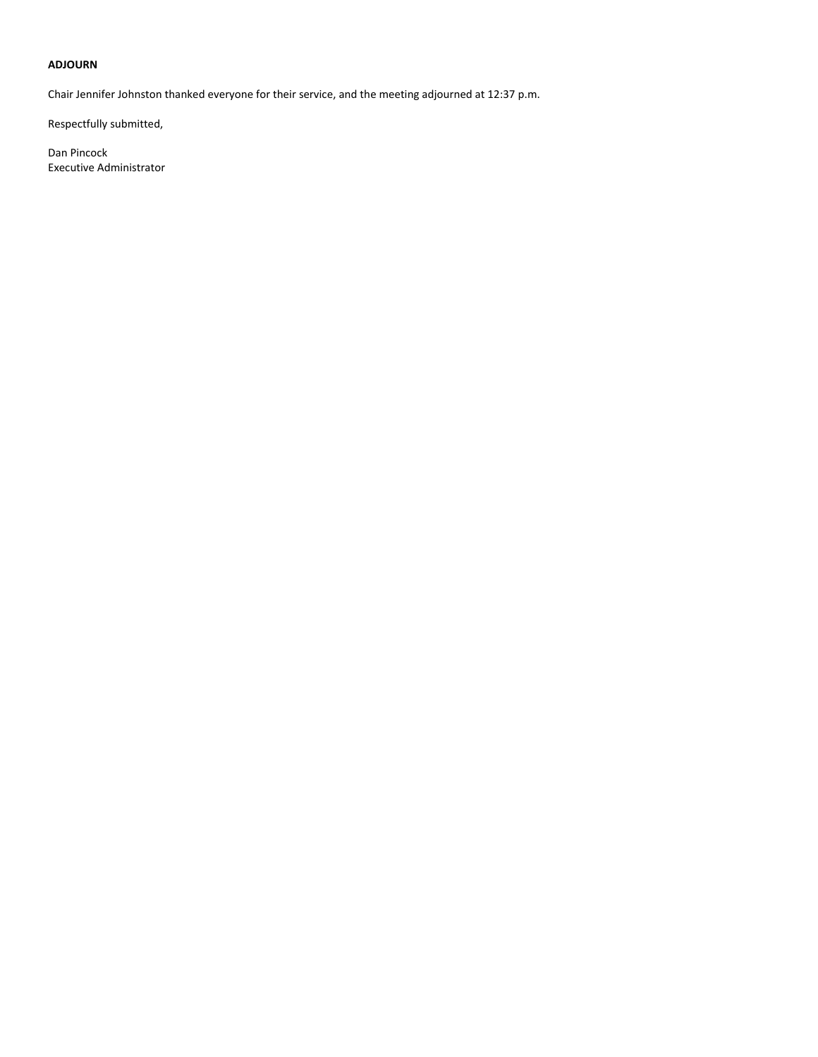**ADJOURN**

Chair Jennifer Johnston thanked everyone for their service, and the meeting adjourned at 12:37 p.m.

Respectfully submitted,

Dan Pincock
Executive Administrator